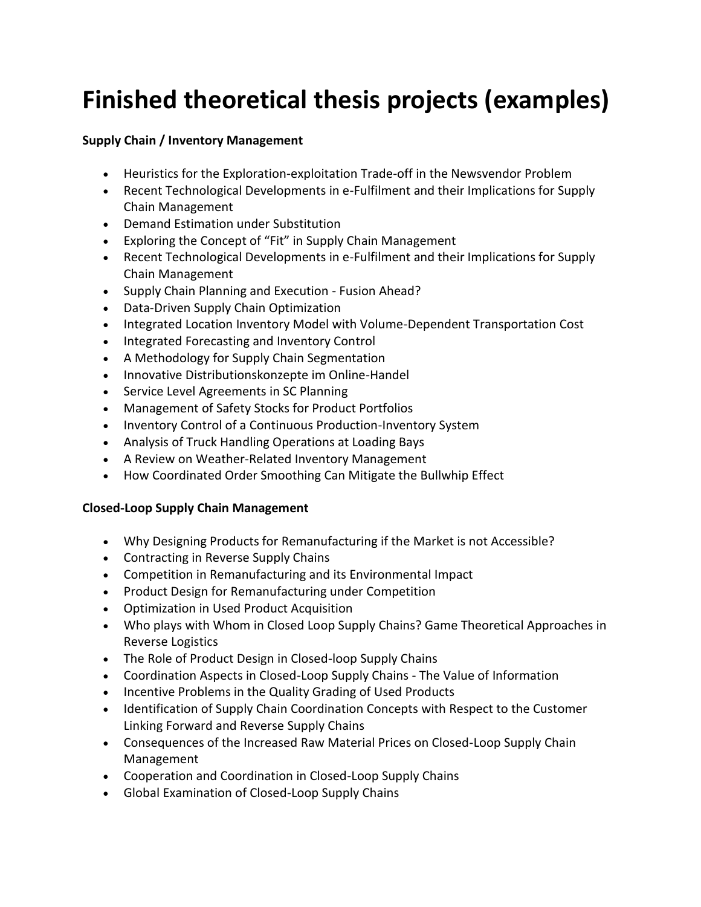# Finished theoretical thesis projects (examples)

**Supply Chain / Inventory Management**

- Heuristics for the Exploration-exploitation Trade-off in the Newsvendor Problem
- Recent Technological Developments in e-Fulfilment and their Implications for Supply Chain Management
- Demand Estimation under Substitution
- Exploring the Concept of "Fit" in Supply Chain Management
- Recent Technological Developments in e-Fulfilment and their Implications for Supply Chain Management
- Supply Chain Planning and Execution - Fusion Ahead?
- Data-Driven Supply Chain Optimization
- Integrated Location Inventory Model with Volume-Dependent Transportation Cost
- Integrated Forecasting and Inventory Control
- A Methodology for Supply Chain Segmentation
- Innovative Distributionskonzepte im Online-Handel
- Service Level Agreements in SC Planning
- Management of Safety Stocks for Product Portfolios
- Inventory Control of a Continuous Production-Inventory System
- Analysis of Truck Handling Operations at Loading Bays
- A Review on Weather-Related Inventory Management
- How Coordinated Order Smoothing Can Mitigate the Bullwhip Effect

**Closed-Loop Supply Chain Management**

- Why Designing Products for Remanufacturing if the Market is not Accessible?
- Contracting in Reverse Supply Chains
- Competition in Remanufacturing and its Environmental Impact
- Product Design for Remanufacturing under Competition
- Optimization in Used Product Acquisition
- Who plays with Whom in Closed Loop Supply Chains? Game Theoretical Approaches in Reverse Logistics
- The Role of Product Design in Closed-loop Supply Chains
- Coordination Aspects in Closed-Loop Supply Chains - The Value of Information
- Incentive Problems in the Quality Grading of Used Products
- Identification of Supply Chain Coordination Concepts with Respect to the Customer Linking Forward and Reverse Supply Chains
- Consequences of the Increased Raw Material Prices on Closed-Loop Supply Chain Management
- Cooperation and Coordination in Closed-Loop Supply Chains
- Global Examination of Closed-Loop Supply Chains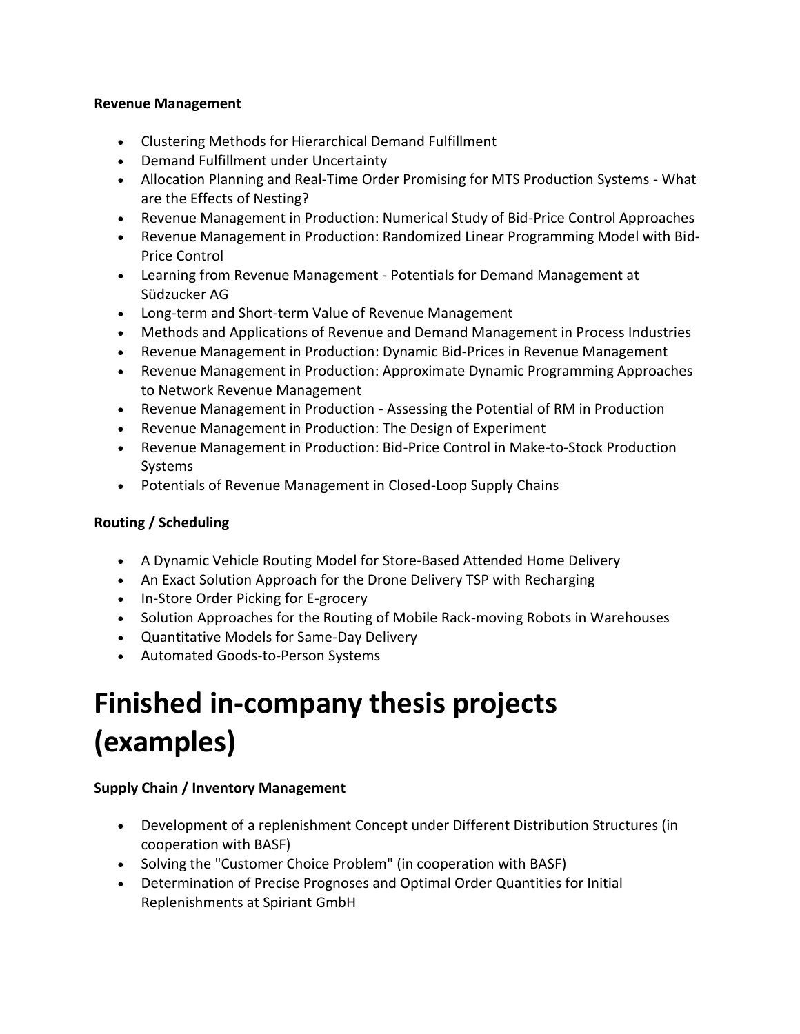**Revenue Management**

- Clustering Methods for Hierarchical Demand Fulfillment
- Demand Fulfillment under Uncertainty
- Allocation Planning and Real-Time Order Promising for MTS Production Systems - What are the Effects of Nesting?
- Revenue Management in Production: Numerical Study of Bid-Price Control Approaches
- Revenue Management in Production: Randomized Linear Programming Model with Bid-Price Control
- Learning from Revenue Management - Potentials for Demand Management at Südzucker AG
- Long-term and Short-term Value of Revenue Management
- Methods and Applications of Revenue and Demand Management in Process Industries
- Revenue Management in Production: Dynamic Bid-Prices in Revenue Management
- Revenue Management in Production: Approximate Dynamic Programming Approaches to Network Revenue Management
- Revenue Management in Production - Assessing the Potential of RM in Production
- Revenue Management in Production: The Design of Experiment
- Revenue Management in Production: Bid-Price Control in Make-to-Stock Production Systems
- Potentials of Revenue Management in Closed-Loop Supply Chains

**Routing / Scheduling**

- A Dynamic Vehicle Routing Model for Store-Based Attended Home Delivery
- An Exact Solution Approach for the Drone Delivery TSP with Recharging
- In-Store Order Picking for E-grocery
- Solution Approaches for the Routing of Mobile Rack-moving Robots in Warehouses
- Quantitative Models for Same-Day Delivery
- Automated Goods-to-Person Systems

# Finished in-company thesis projects (examples)

**Supply Chain / Inventory Management**

- Development of a replenishment Concept under Different Distribution Structures (in cooperation with BASF)
- Solving the "Customer Choice Problem" (in cooperation with BASF)
- Determination of Precise Prognoses and Optimal Order Quantities for Initial Replenishments at Spiriant GmbH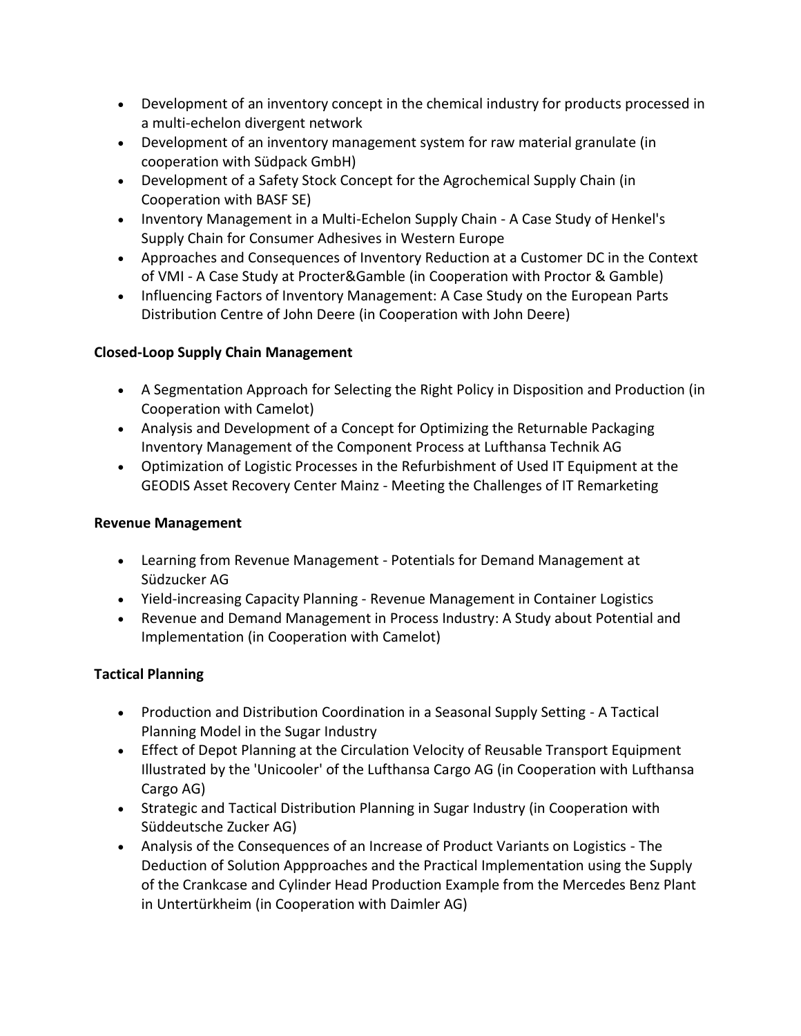- Development of an inventory concept in the chemical industry for products processed in a multi-echelon divergent network
- Development of an inventory management system for raw material granulate (in cooperation with Südpack GmbH)
- Development of a Safety Stock Concept for the Agrochemical Supply Chain (in Cooperation with BASF SE)
- Inventory Management in a Multi-Echelon Supply Chain - A Case Study of Henkel's Supply Chain for Consumer Adhesives in Western Europe
- Approaches and Consequences of Inventory Reduction at a Customer DC in the Context of VMI - A Case Study at Procter&Gamble (in Cooperation with Proctor & Gamble)
- Influencing Factors of Inventory Management: A Case Study on the European Parts Distribution Centre of John Deere (in Cooperation with John Deere)

**Closed-Loop Supply Chain Management**

- A Segmentation Approach for Selecting the Right Policy in Disposition and Production (in Cooperation with Camelot)
- Analysis and Development of a Concept for Optimizing the Returnable Packaging Inventory Management of the Component Process at Lufthansa Technik AG
- Optimization of Logistic Processes in the Refurbishment of Used IT Equipment at the GEODIS Asset Recovery Center Mainz - Meeting the Challenges of IT Remarketing

**Revenue Management**

- Learning from Revenue Management - Potentials for Demand Management at Südzucker AG
- Yield-increasing Capacity Planning - Revenue Management in Container Logistics
- Revenue and Demand Management in Process Industry: A Study about Potential and Implementation (in Cooperation with Camelot)

**Tactical Planning**

- Production and Distribution Coordination in a Seasonal Supply Setting - A Tactical Planning Model in the Sugar Industry
- Effect of Depot Planning at the Circulation Velocity of Reusable Transport Equipment Illustrated by the 'Unicooler' of the Lufthansa Cargo AG (in Cooperation with Lufthansa Cargo AG)
- Strategic and Tactical Distribution Planning in Sugar Industry (in Cooperation with Süddeutsche Zucker AG)
- Analysis of the Consequences of an Increase of Product Variants on Logistics - The Deduction of Solution Appproaches and the Practical Implementation using the Supply of the Crankcase and Cylinder Head Production Example from the Mercedes Benz Plant in Untertürkheim (in Cooperation with Daimler AG)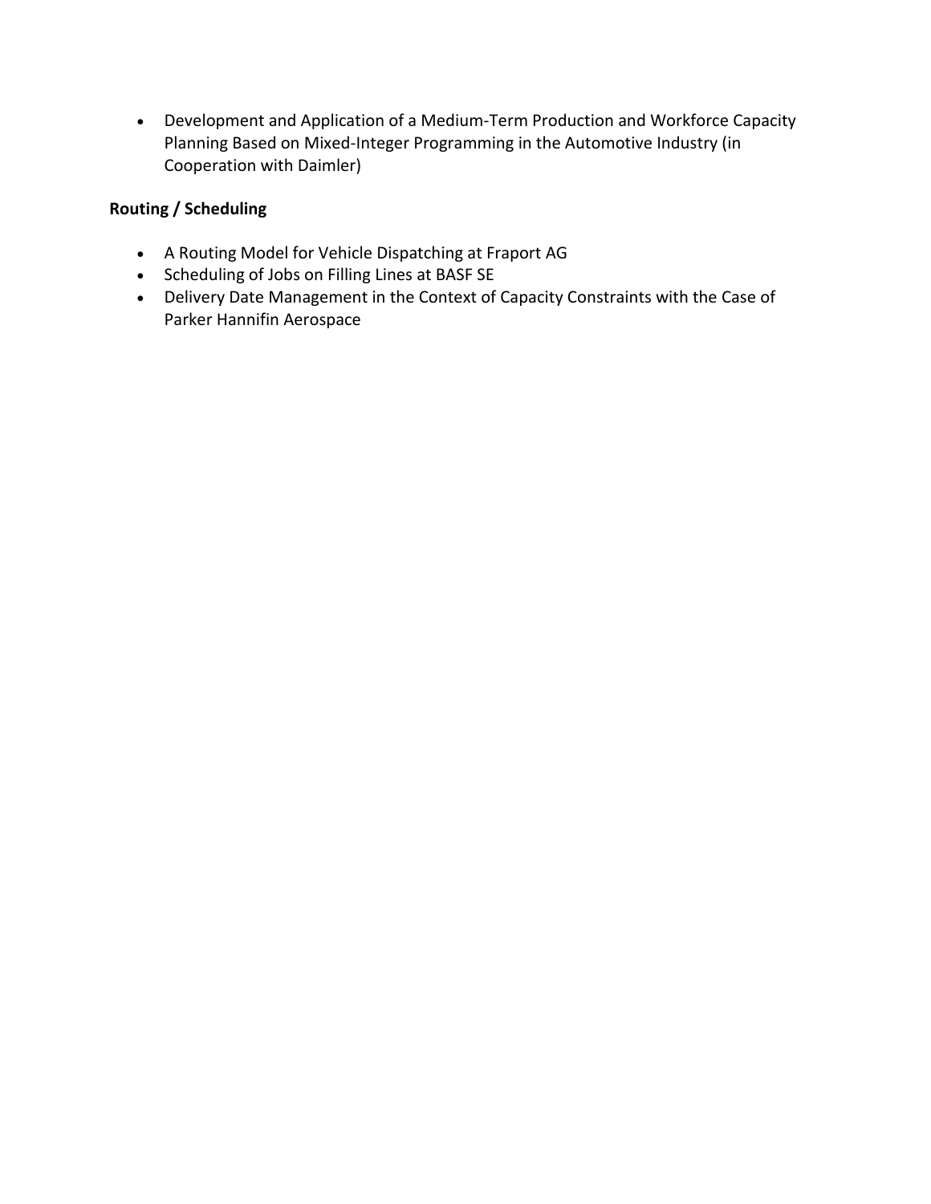- Development and Application of a Medium-Term Production and Workforce Capacity Planning Based on Mixed-Integer Programming in the Automotive Industry (in Cooperation with Daimler)

**Routing / Scheduling**

- A Routing Model for Vehicle Dispatching at Fraport AG
- Scheduling of Jobs on Filling Lines at BASF SE
- Delivery Date Management in the Context of Capacity Constraints with the Case of Parker Hannifin Aerospace